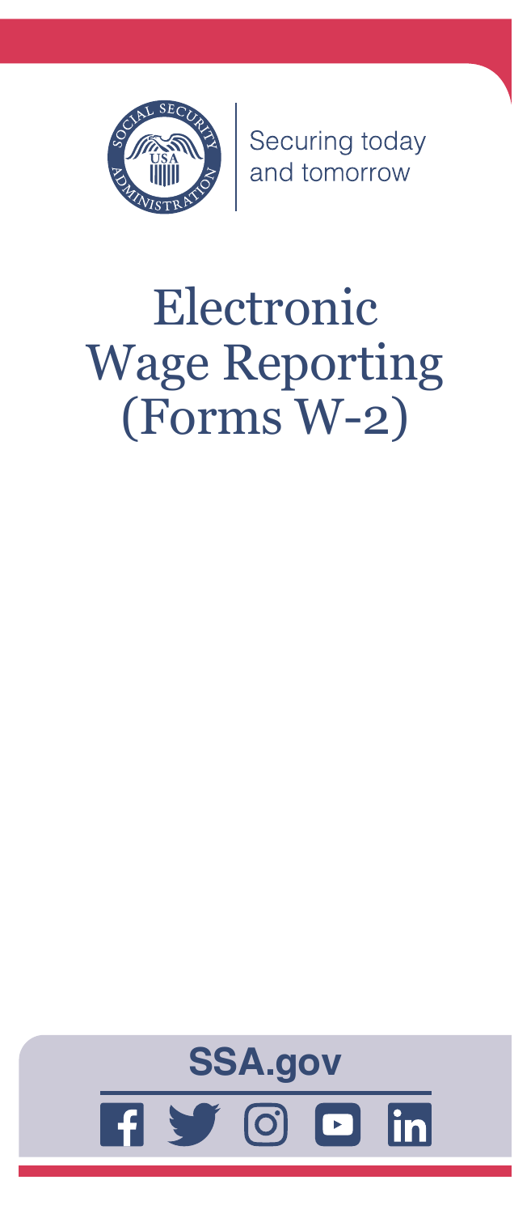Securing today and tomorrow

# Electronic Wage Reporting (Forms W-2)

**SSA.gov**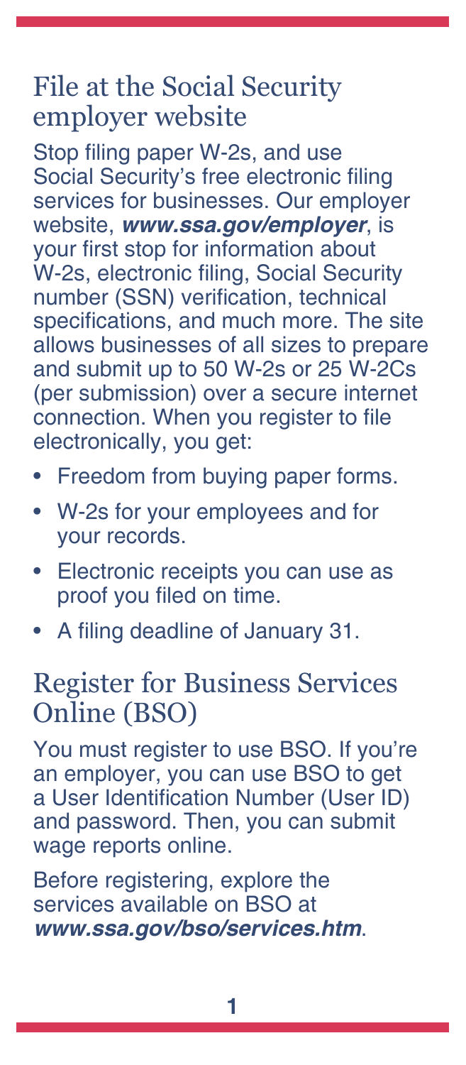## File at the Social Security employer website

Stop filing paper W-2s, and use Social Security's free electronic filing services for businesses. Our employer website, ***www.ssa.gov/employer***, is your first stop for information about W-2s, electronic filing, Social Security number (SSN) verification, technical specifications, and much more. The site allows businesses of all sizes to prepare and submit up to 50 W-2s or 25 W-2Cs (per submission) over a secure internet connection. When you register to file electronically, you get:

- Freedom from buying paper forms.
- W-2s for your employees and for your records.
- Electronic receipts you can use as proof you filed on time.
- A filing deadline of January 31.

## Register for Business Services Online (BSO)

You must register to use BSO. If you're an employer, you can use BSO to get a User Identification Number (User ID) and password. Then, you can submit wage reports online.

Before registering, explore the services available on BSO at ***www.ssa.gov/bso/services.htm***.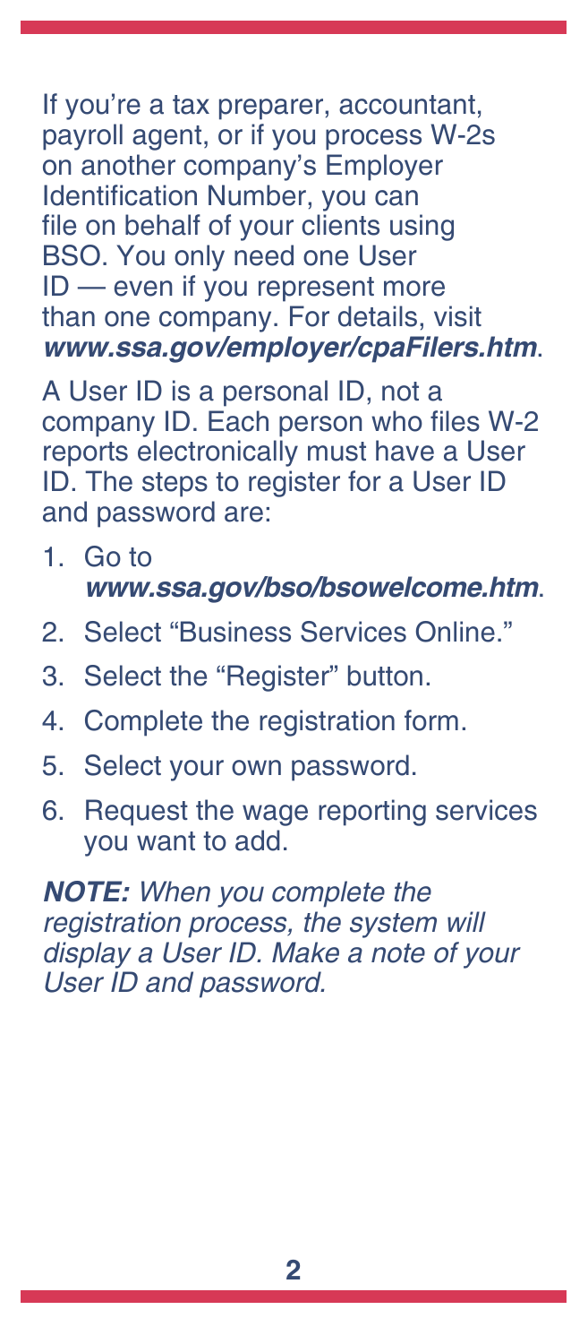If you're a tax preparer, accountant, payroll agent, or if you process W-2s on another company's Employer Identification Number, you can file on behalf of your clients using BSO. You only need one User ID — even if you represent more than one company. For details, visit ***www.ssa.gov/employer/cpaFilers.htm***.

A User ID is a personal ID, not a company ID. Each person who files W-2 reports electronically must have a User ID. The steps to register for a User ID and password are:

1. Go to ***www.ssa.gov/bso/bsowelcome.htm***.
2. Select "Business Services Online."
3. Select the "Register" button.
4. Complete the registration form.
5. Select your own password.
6. Request the wage reporting services you want to add.

***NOTE:*** *When you complete the registration process, the system will display a User ID. Make a note of your User ID and password.*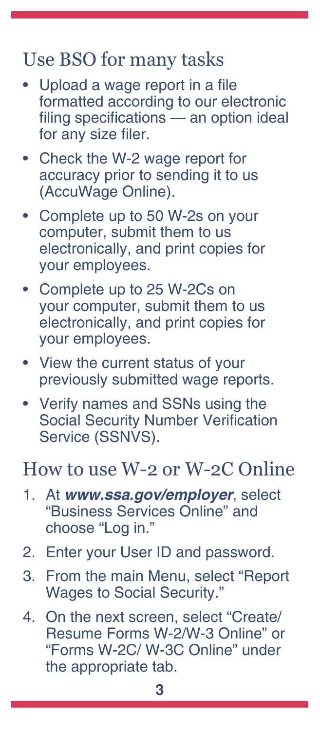## Use BSO for many tasks

- Upload a wage report in a file formatted according to our electronic filing specifications — an option ideal for any size filer.
- Check the W-2 wage report for accuracy prior to sending it to us (AccuWage Online).
- Complete up to 50 W-2s on your computer, submit them to us electronically, and print copies for your employees.
- Complete up to 25 W-2Cs on your computer, submit them to us electronically, and print copies for your employees.
- View the current status of your previously submitted wage reports.
- Verify names and SSNs using the Social Security Number Verification Service (SSNVS).

## How to use W-2 or W-2C Online

1. At ***www.ssa.gov/employer***, select "Business Services Online" and choose "Log in."
2. Enter your User ID and password.
3. From the main Menu, select "Report Wages to Social Security."
4. On the next screen, select "Create/ Resume Forms W-2/W-3 Online" or "Forms W-2C/ W-3C Online" under the appropriate tab.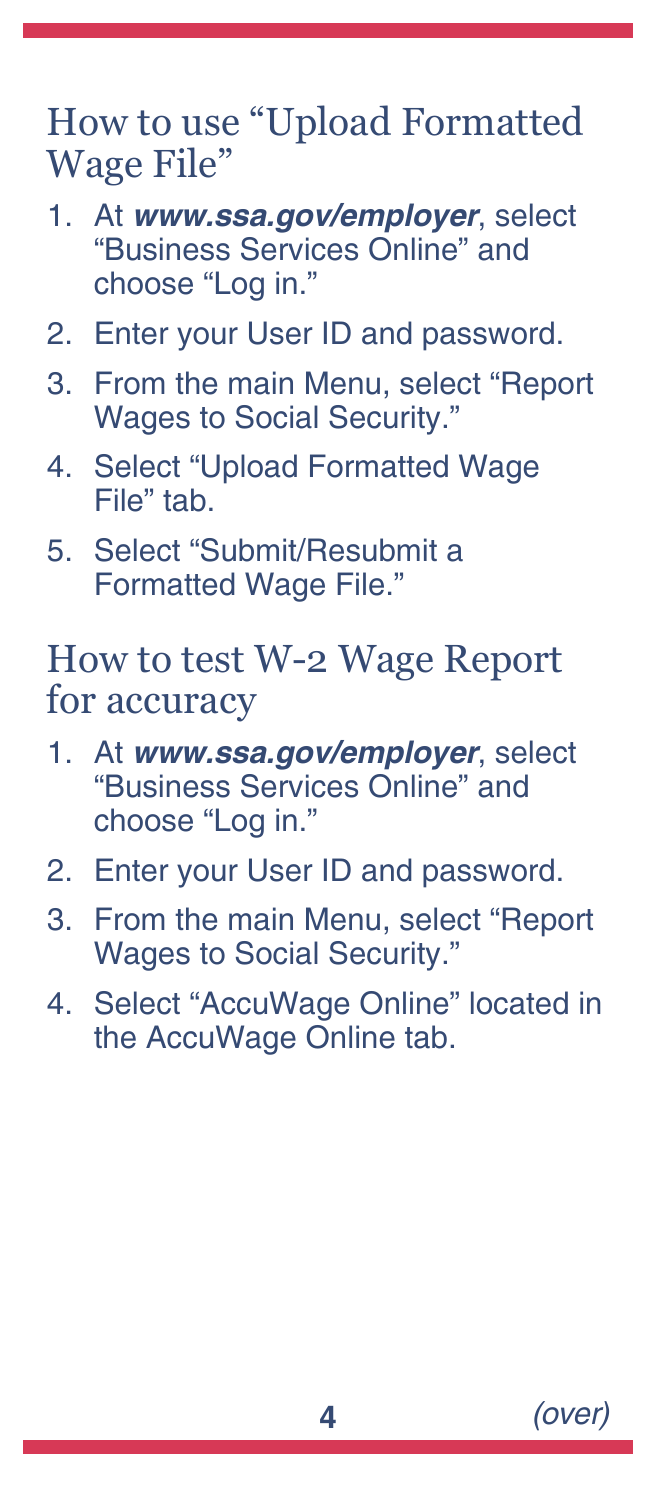## How to use "Upload Formatted Wage File"

1. At ***www.ssa.gov/employer***, select "Business Services Online" and choose "Log in."
2. Enter your User ID and password.
3. From the main Menu, select "Report Wages to Social Security."
4. Select "Upload Formatted Wage File" tab.
5. Select "Submit/Resubmit a Formatted Wage File."

## How to test W-2 Wage Report for accuracy

1. At ***www.ssa.gov/employer***, select "Business Services Online" and choose "Log in."
2. Enter your User ID and password.
3. From the main Menu, select "Report Wages to Social Security."
4. Select "AccuWage Online" located in the AccuWage Online tab.

*(over)*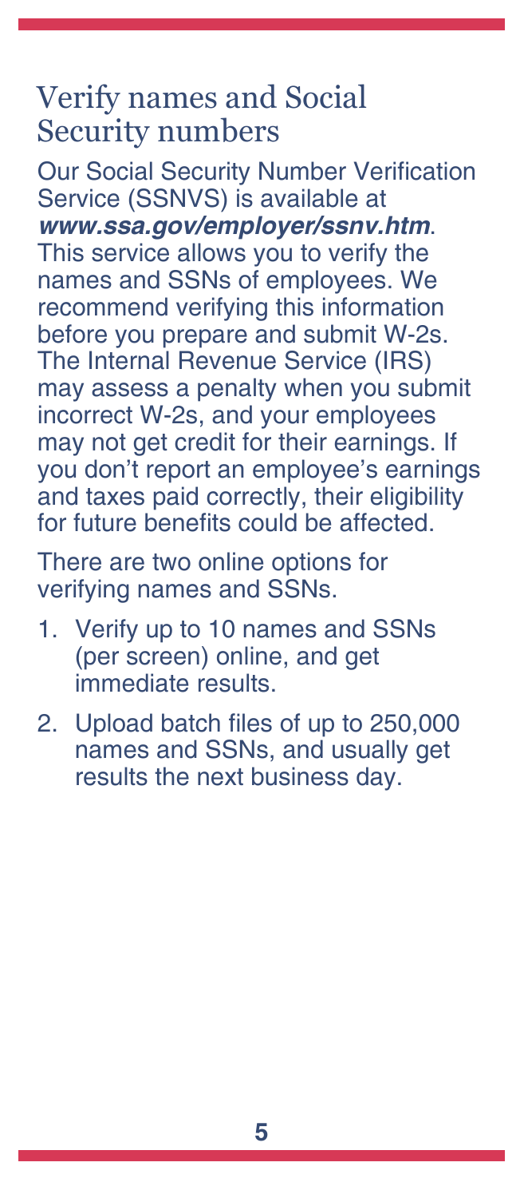## Verify names and Social Security numbers

Our Social Security Number Verification Service (SSNVS) is available at ***www.ssa.gov/employer/ssnv.htm***. This service allows you to verify the names and SSNs of employees. We recommend verifying this information before you prepare and submit W-2s. The Internal Revenue Service (IRS) may assess a penalty when you submit incorrect W-2s, and your employees may not get credit for their earnings. If you don't report an employee's earnings and taxes paid correctly, their eligibility for future benefits could be affected.

There are two online options for verifying names and SSNs.

1. Verify up to 10 names and SSNs (per screen) online, and get immediate results.
2. Upload batch files of up to 250,000 names and SSNs, and usually get results the next business day.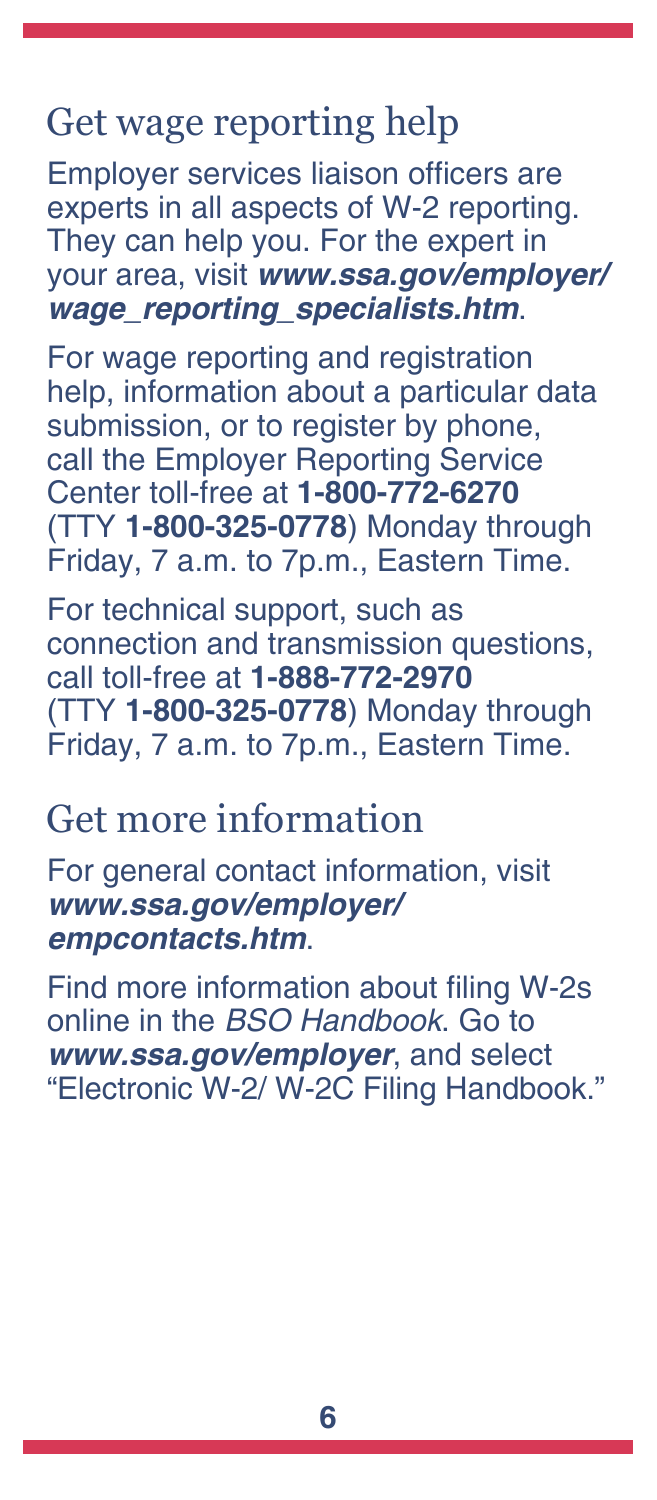## Get wage reporting help

Employer services liaison officers are experts in all aspects of W-2 reporting. They can help you. For the expert in your area, visit ***www.ssa.gov/employer/wage_reporting_specialists.htm***.

For wage reporting and registration help, information about a particular data submission, or to register by phone, call the Employer Reporting Service Center toll-free at **1-800-772-6270** (TTY **1-800-325-0778**) Monday through Friday, 7 a.m. to 7p.m., Eastern Time.

For technical support, such as connection and transmission questions, call toll-free at **1-888-772-2970** (TTY **1-800-325-0778**) Monday through Friday, 7 a.m. to 7p.m., Eastern Time.

## Get more information

For general contact information, visit ***www.ssa.gov/employer/empcontacts.htm***.

Find more information about filing W-2s online in the *BSO Handbook*. Go to ***www.ssa.gov/employer***, and select "Electronic W-2/ W-2C Filing Handbook."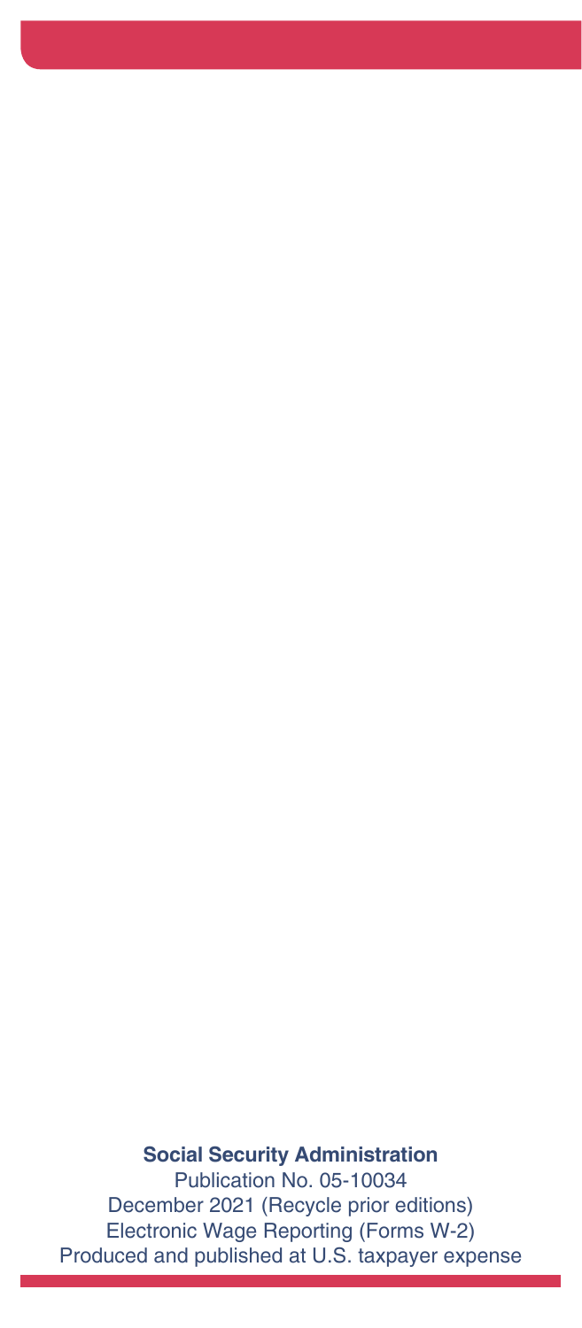**Social Security Administration**

Publication No. 05-10034

December 2021 (Recycle prior editions)

Electronic Wage Reporting (Forms W-2)

Produced and published at U.S. taxpayer expense